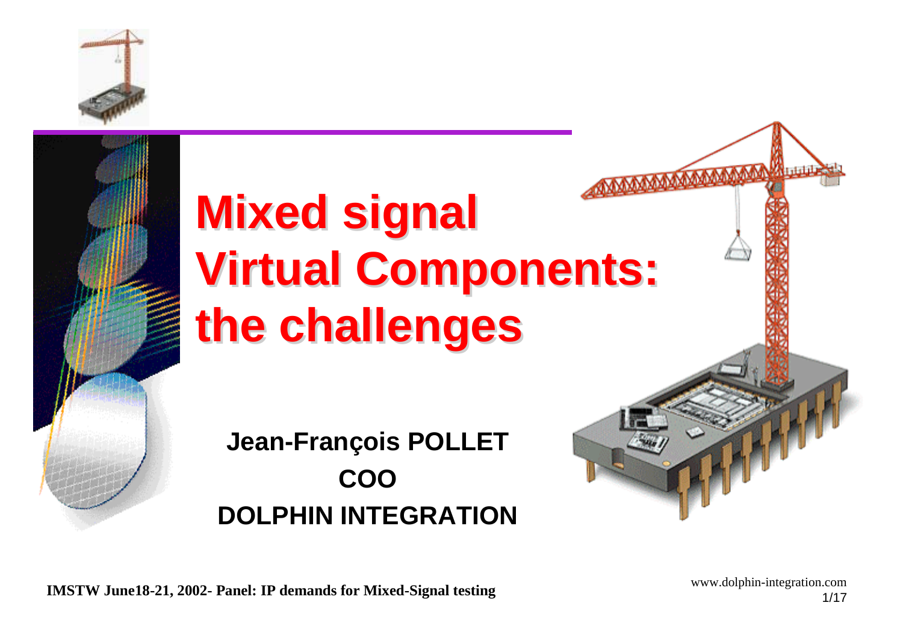# Mixed signal Virtual Components: the challenges

**Jean-François POLLET**

**COO**

**DOLPHIN INTEGRATION**

**IMSTW June18-21, 2002- Panel: IP demands for Mixed-Signal testing**

www.dolphin-integration.com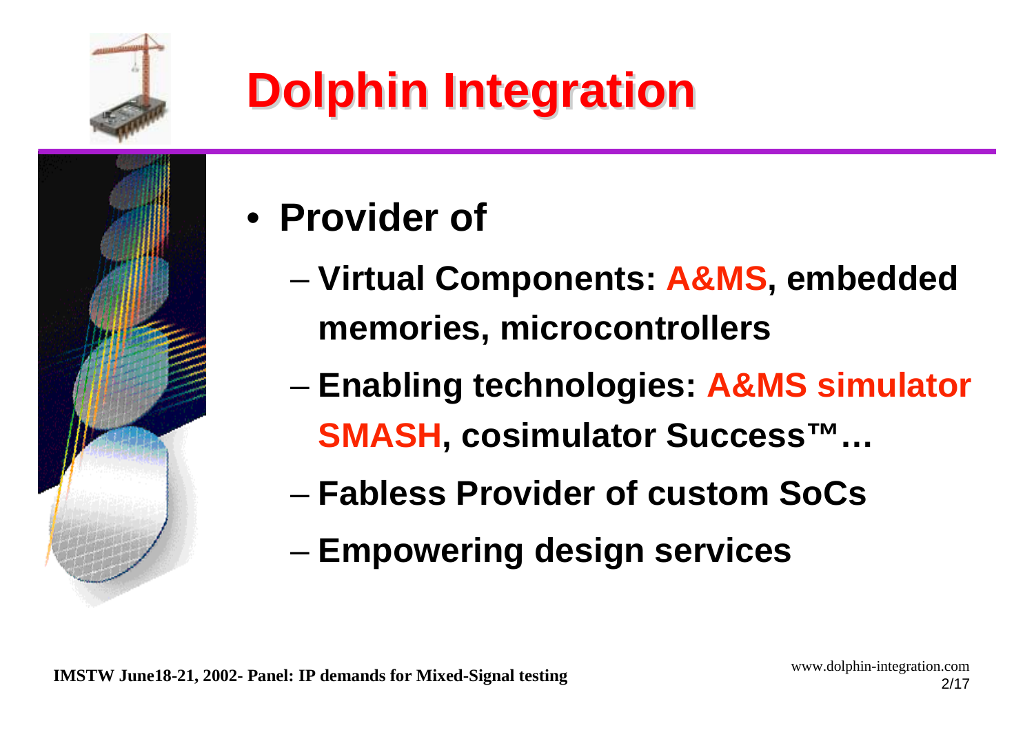# Dolphin Integration

- **Provider of**
  - **Virtual Components: A&MS, embedded memories, microcontrollers**
  - **Enabling technologies: A&MS simulator SMASH, cosimulator Success™…**
  - **Fabless Provider of custom SoCs**
  - **Empowering design services**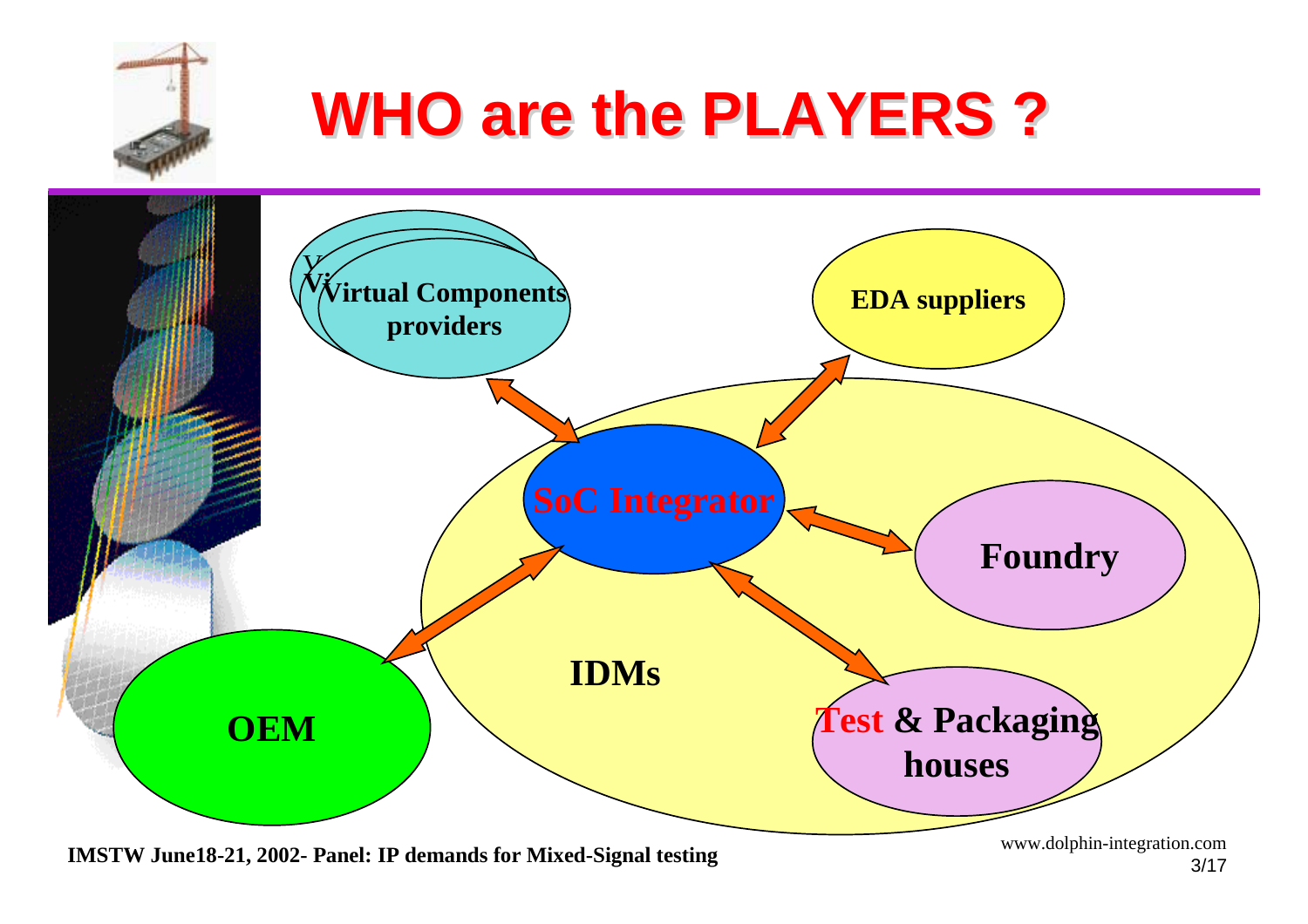# WHO are the PLAYERS ?

Virtual Components providers

EDA suppliers

SoC Integrator

Foundry

IDMs

OEM

Test & Packaging houses

IMSTW June18-21, 2002- Panel: IP demands for Mixed-Signal testing

www.dolphin-integration.com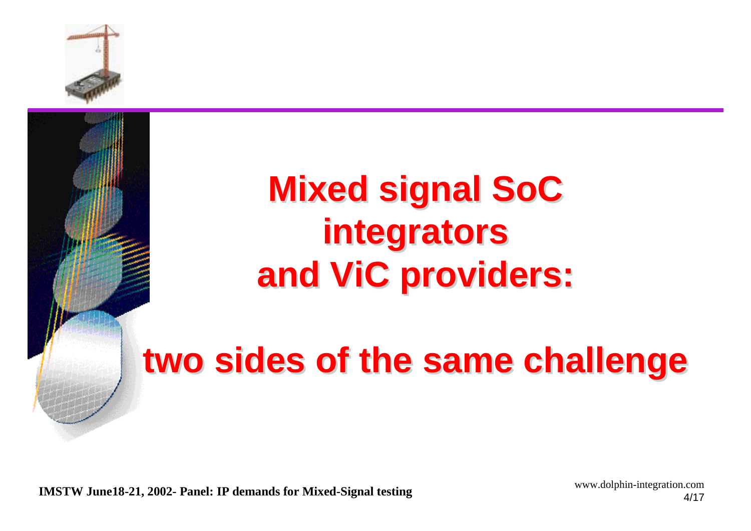# Mixed signal SoC integrators and ViC providers:

# two sides of the same challenge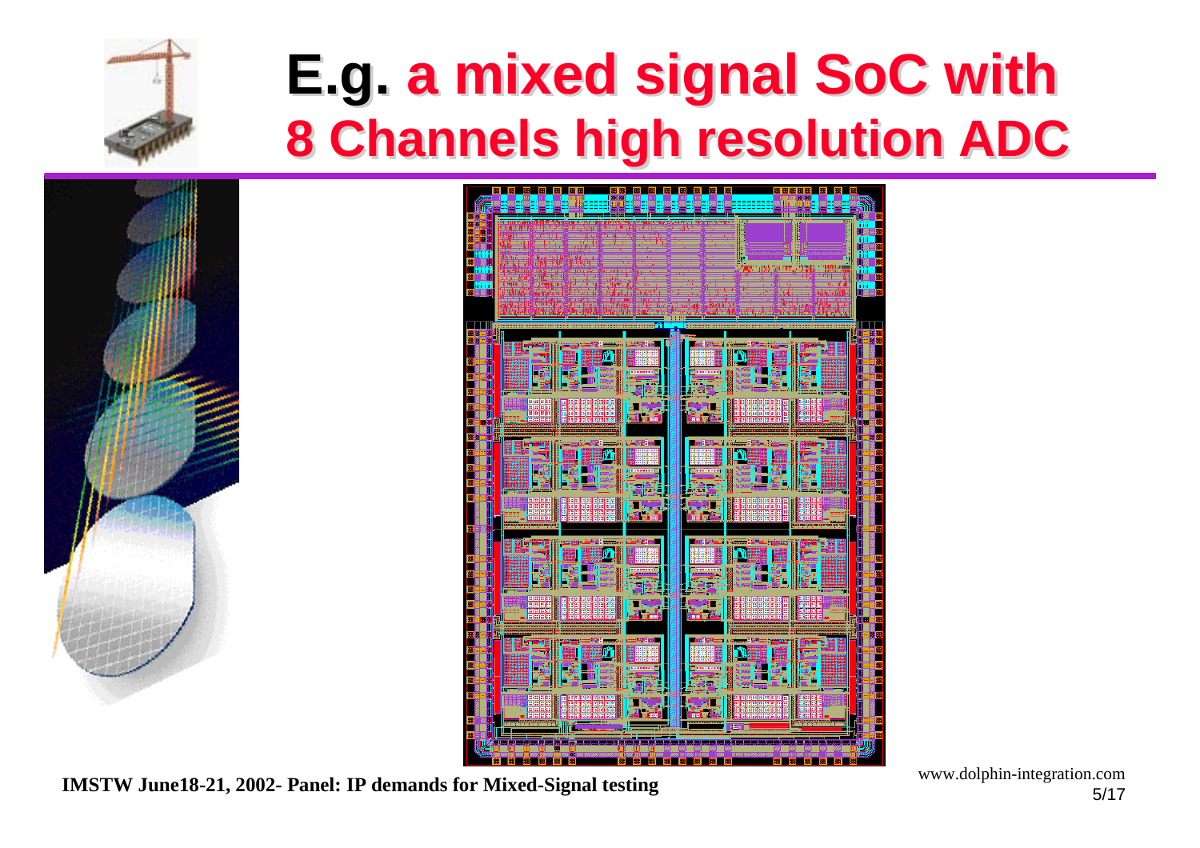# E.g. a mixed signal SoC with 8 Channels high resolution ADC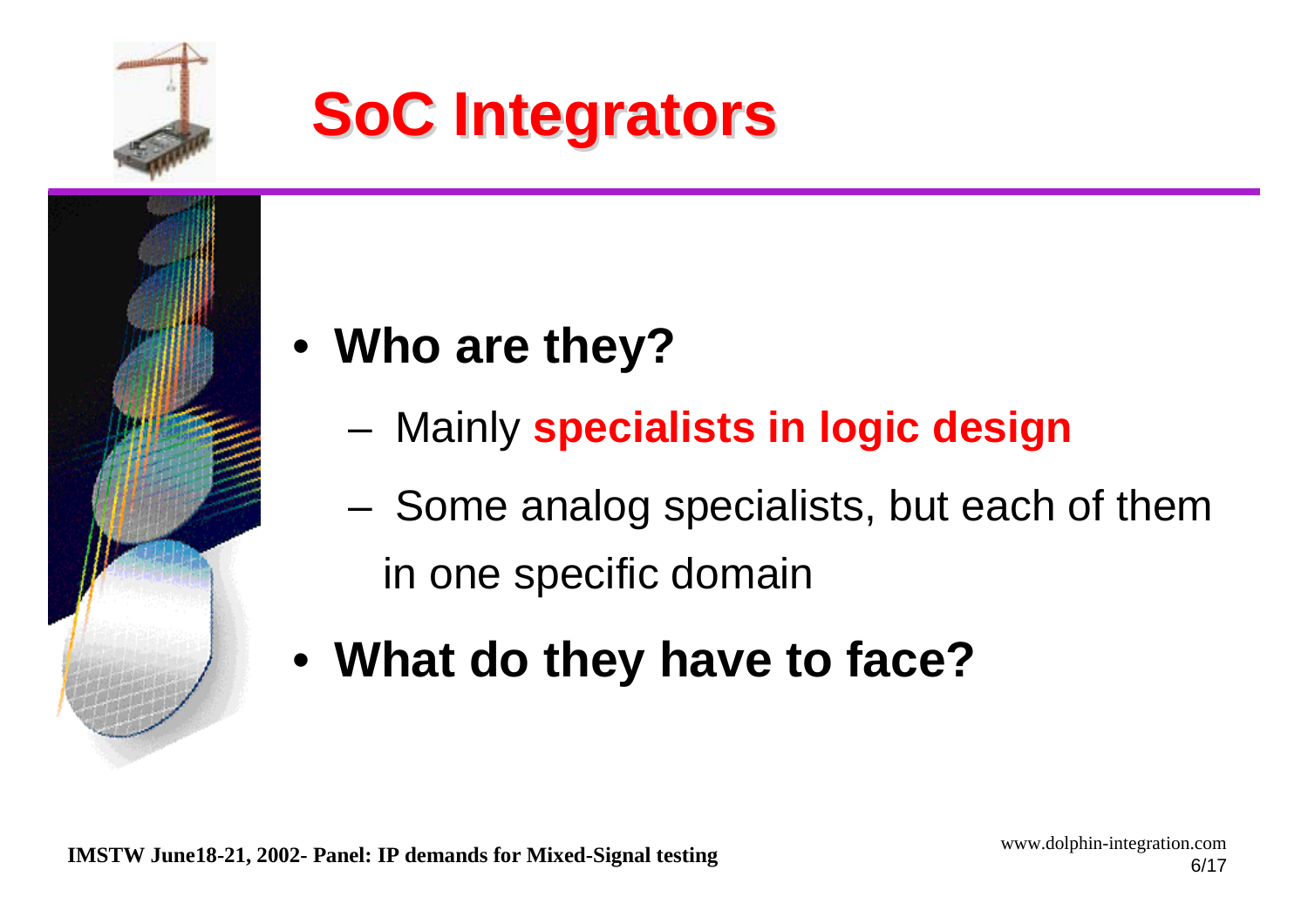# SoC Integrators

- **Who are they?**
  - Mainly **specialists in logic design**
  - Some analog specialists, but each of them in one specific domain
- **What do they have to face?**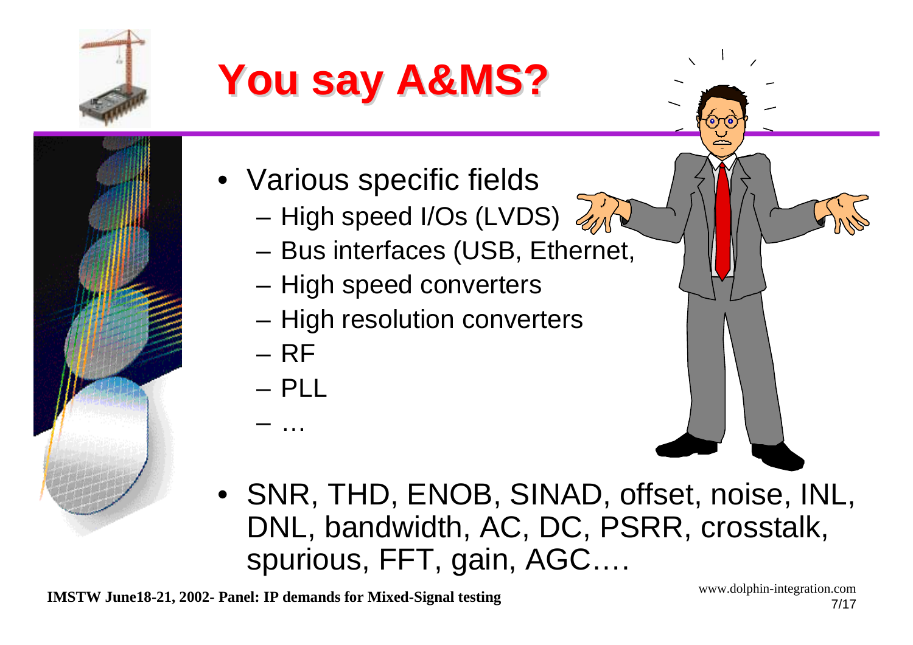# You say A&MS?

- Various specific fields
  - High speed I/Os (LVDS)
  - Bus interfaces (USB, Ethernet,
  - High speed converters
  - High resolution converters
  - RF
  - PLL
  - …
- SNR, THD, ENOB, SINAD, offset, noise, INL, DNL, bandwidth, AC, DC, PSRR, crosstalk, spurious, FFT, gain, AGC….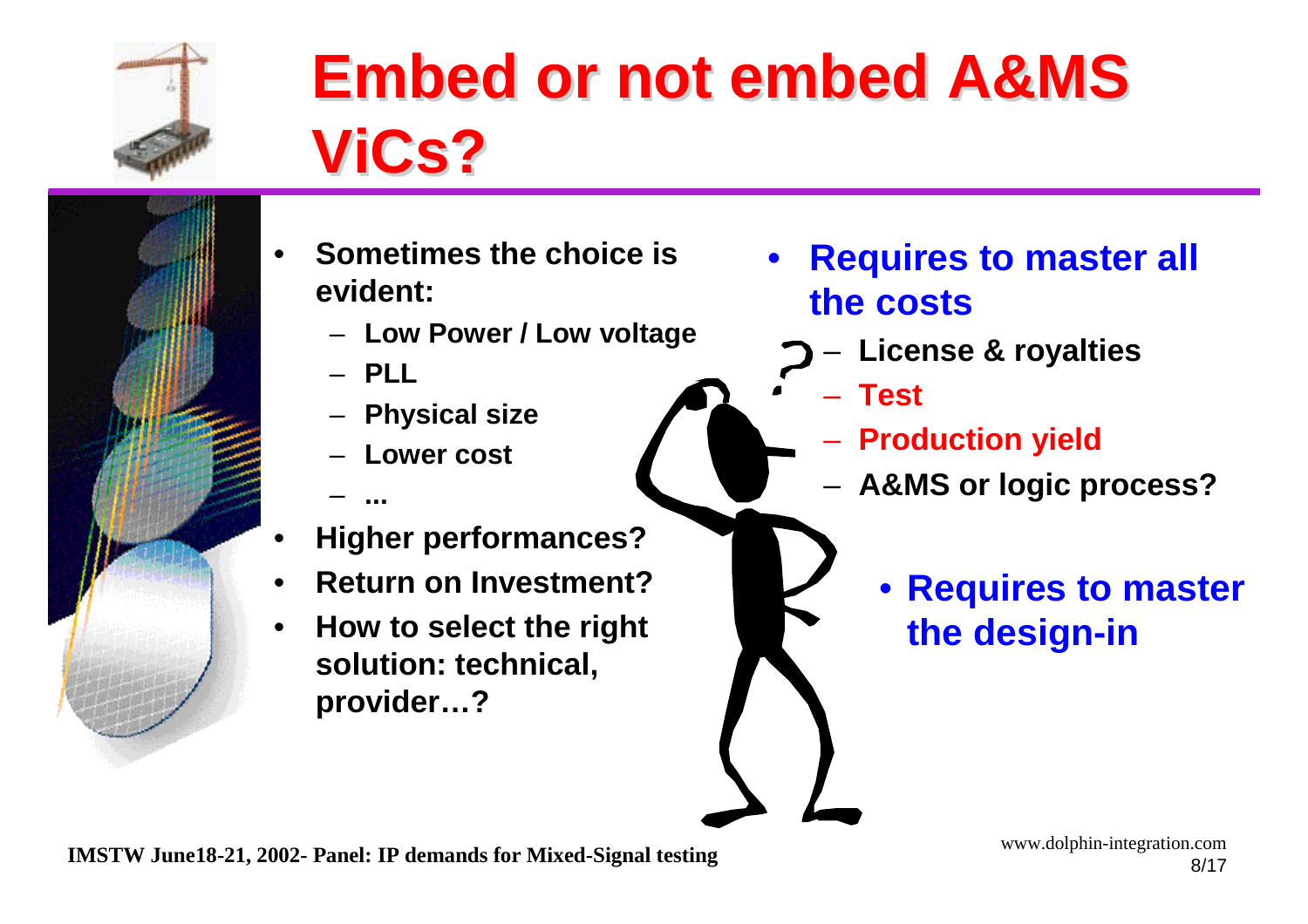# Embed or not embed A&MS ViCs?

- **Sometimes the choice is evident:**
  - **Low Power / Low voltage**
  - **PLL**
  - **Physical size**
  - **Lower cost**
  - **...**
- **Higher performances?**
- **Return on Investment?**
- **How to select the right solution: technical, provider…?**

- **Requires to master all the costs**
  - **License & royalties**
  - **Test**
  - **Production yield**
  - **A&MS or logic process?**

- **Requires to master the design-in**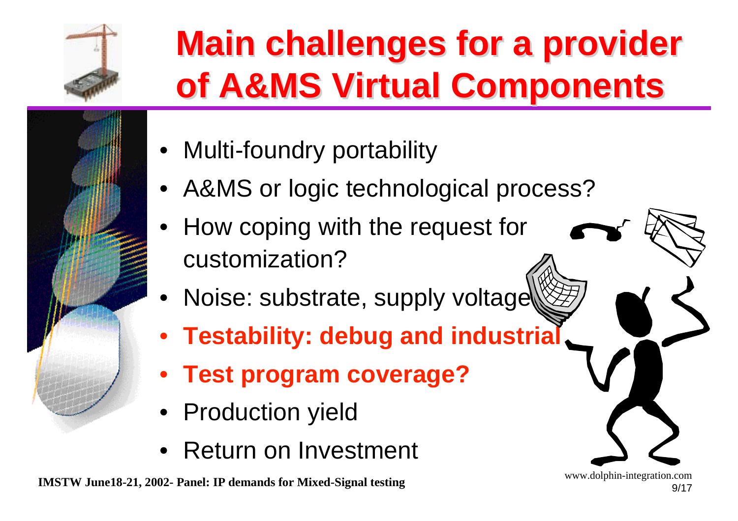# Main challenges for a provider of A&MS Virtual Components

- Multi-foundry portability
- A&MS or logic technological process?
- How coping with the request for customization?
- Noise: substrate, supply voltage
- **Testability: debug and industrial**
- **Test program coverage?**
- Production yield
- Return on Investment

IMSTW June18-21, 2002- Panel: IP demands for Mixed-Signal testing

www.dolphin-integration.com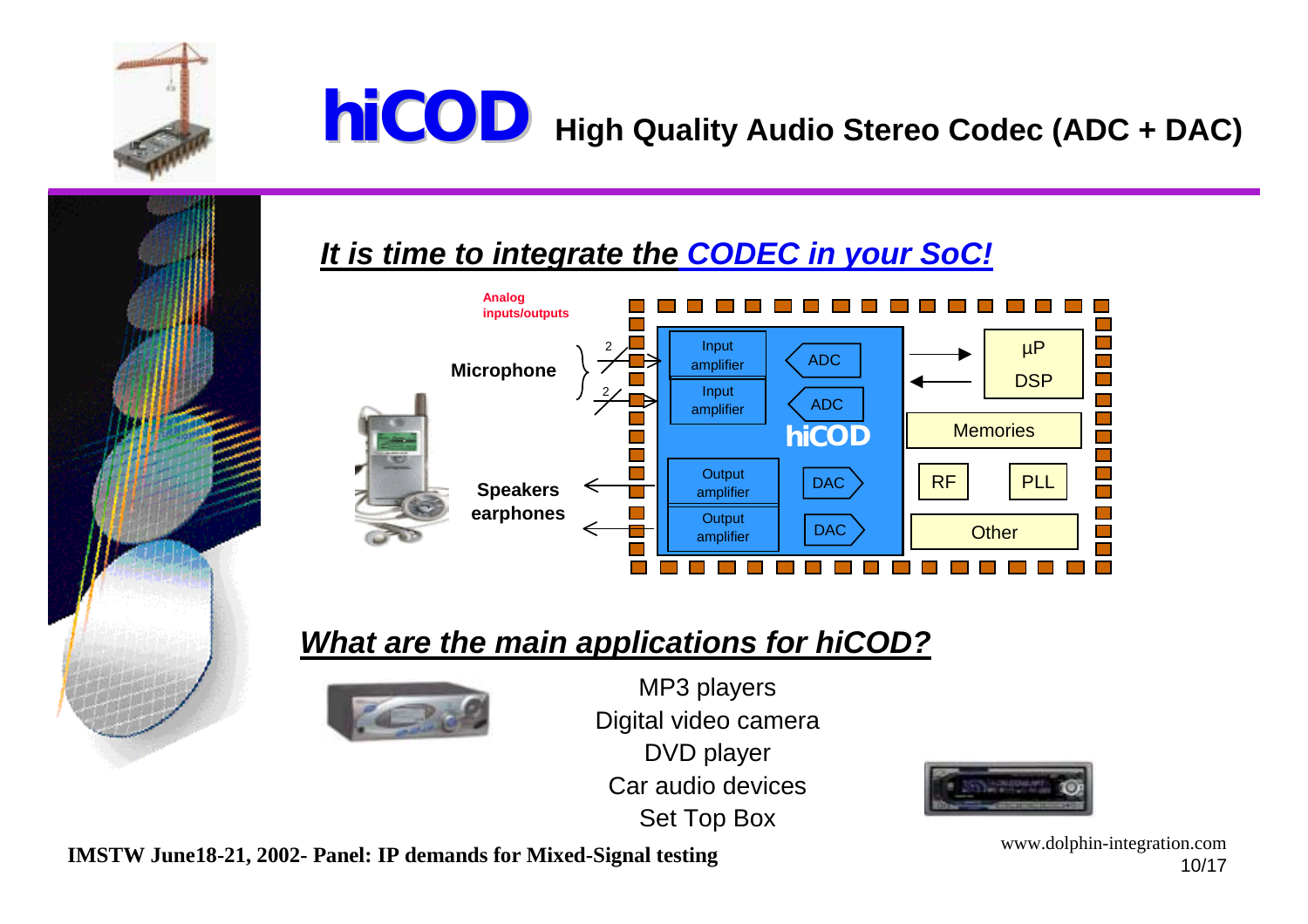# hiCOD High Quality Audio Stereo Codec (ADC + DAC)

## *It is time to integrate the CODEC in your SoC!*

Analog inputs/outputs

Microphone

Speakers earphones

Input amplifier | ADC

Input amplifier | ADC

hiCOD

Output amplifier | DAC

Output amplifier | DAC

µP DSP

Memories

RF | PLL

Other

## *What are the main applications for hiCOD?*

MP3 players
Digital video camera
DVD player
Car audio devices
Set Top Box

IMSTW June18-21, 2002- Panel: IP demands for Mixed-Signal testing

www.dolphin-integration.com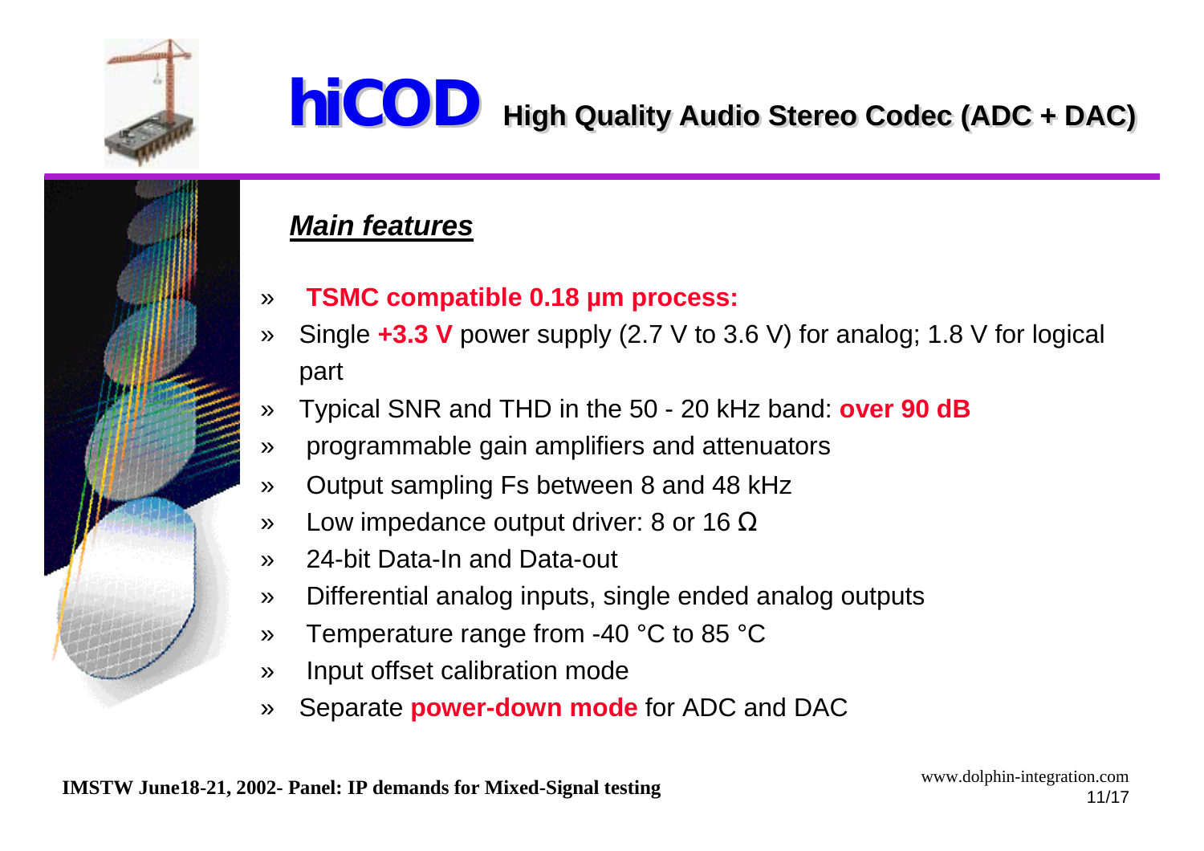# hiCOD High Quality Audio Stereo Codec (ADC + DAC)

***Main features***

- **TSMC compatible 0.18 µm process:**
- Single **+3.3 V** power supply (2.7 V to 3.6 V) for analog; 1.8 V for logical part
- Typical SNR and THD in the 50 - 20 kHz band: **over 90 dB**
- programmable gain amplifiers and attenuators
- Output sampling Fs between 8 and 48 kHz
- Low impedance output driver: 8 or 16 Ω
- 24-bit Data-In and Data-out
- Differential analog inputs, single ended analog outputs
- Temperature range from -40 °C to 85 °C
- Input offset calibration mode
- Separate **power-down mode** for ADC and DAC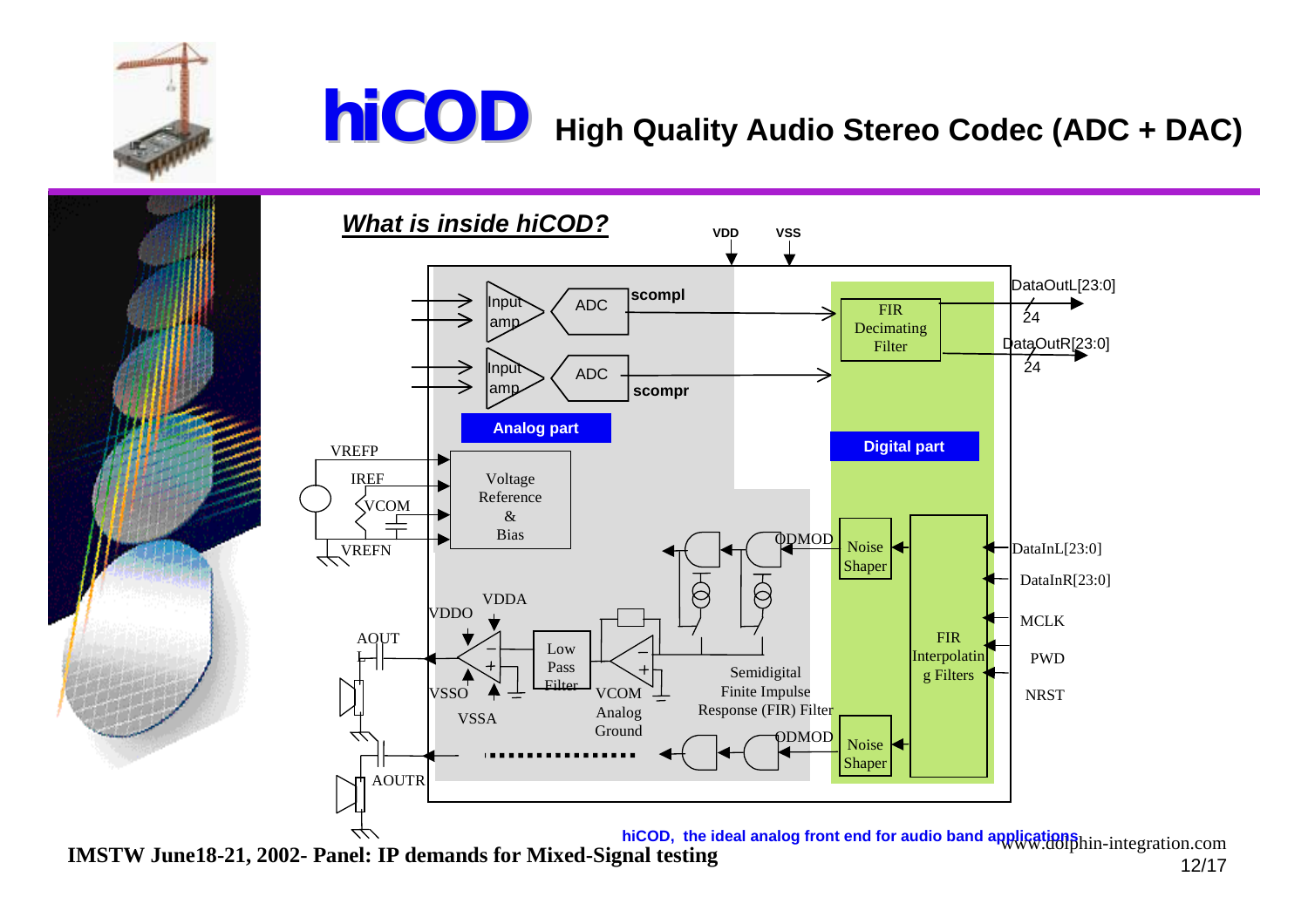# hiCOD High Quality Audio Stereo Codec (ADC + DAC)

## *What is inside hiCOD?*

VDD VSS

Input amp | ADC | scompl

Input amp | ADC | scompr

Analog part

FIR Decimating Filter

DataOutL[23:0] 24

DataOutR[23:0] 24

Digital part

VREFP

IREF

VCOM

VREFN

Voltage Reference & Bias

ODMOD

Noise Shaper

FIR Interpolating Filters

DataInL[23:0]

DataInR[23:0]

MCLK

PWD

NRST

VDDA

VDDO

AOUTL

VSSO

VSSA

Low Pass Filter

VCOM Analog Ground

Semidigital Finite Impulse Response (FIR) Filter

ODMOD

Noise Shaper

AOUTR

hiCOD, the ideal analog front end for audio band applications

www.dolphin-integration.com

IMSTW June18-21, 2002- Panel: IP demands for Mixed-Signal testing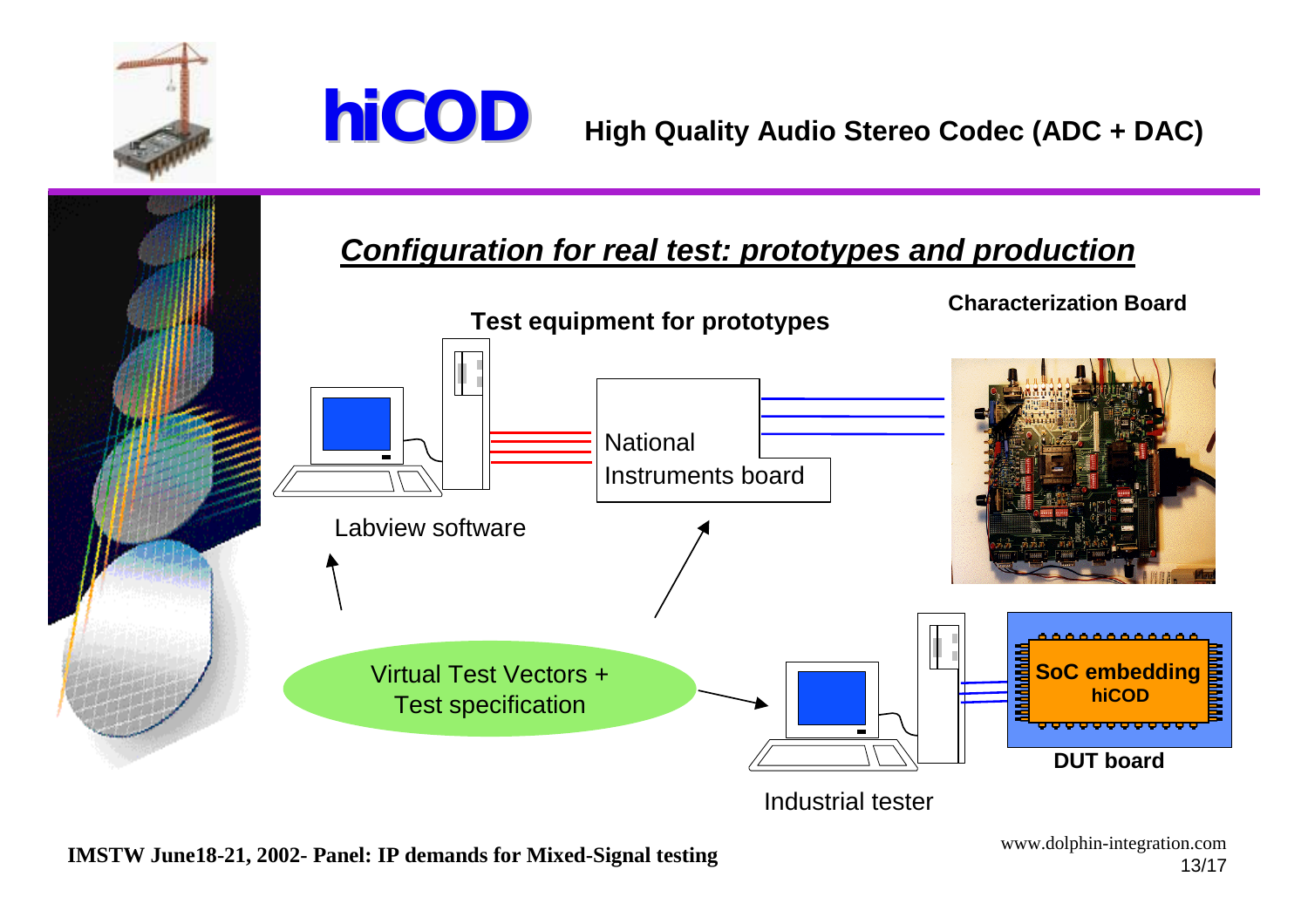# hiCOD

**High Quality Audio Stereo Codec (ADC + DAC)**

## *Configuration for real test: prototypes and production*

**Test equipment for prototypes**

**Characterization Board**

National Instruments board

Labview software

Virtual Test Vectors + Test specification

**SoC embedding hiCOD**

**DUT board**

Industrial tester

**IMSTW June18-21, 2002- Panel: IP demands for Mixed-Signal testing**

www.dolphin-integration.com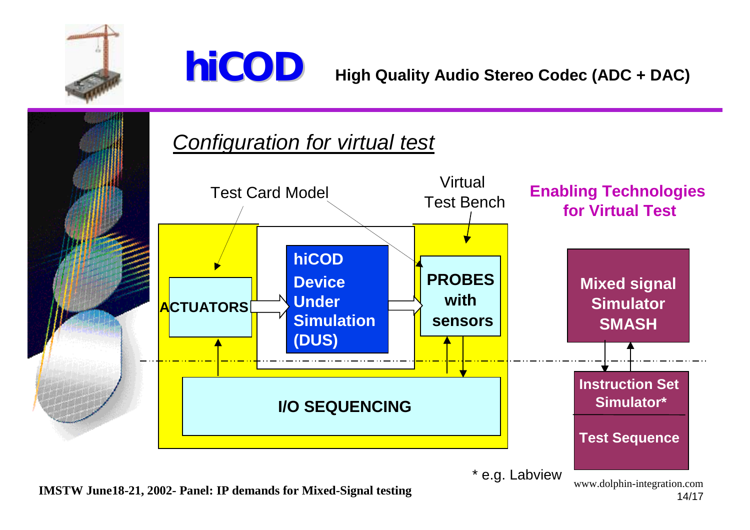# hiCOD

**High Quality Audio Stereo Codec (ADC + DAC)**

## *Configuration for virtual test*

Test Card Model

Virtual Test Bench

**ACTUATORS**

**hiCOD Device Under Simulation (DUS)**

**PROBES with sensors**

**I/O SEQUENCING**

**Enabling Technologies for Virtual Test**

**Mixed signal Simulator SMASH**

**Instruction Set Simulator***

**Test Sequence**

* e.g. Labview

**IMSTW June18-21, 2002- Panel: IP demands for Mixed-Signal testing**

www.dolphin-integration.com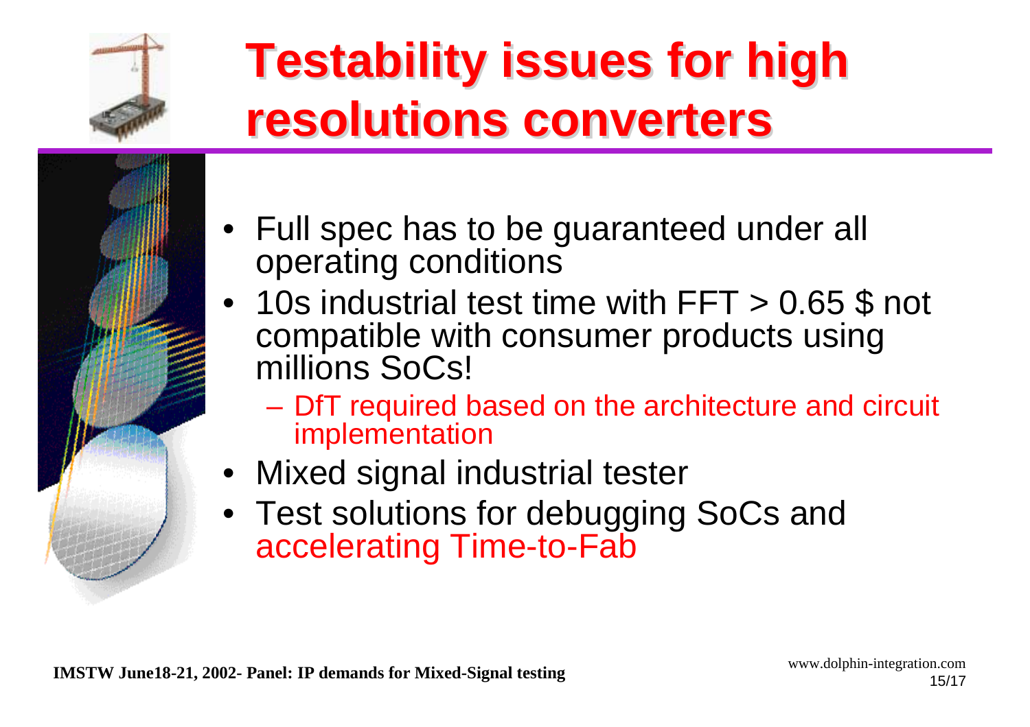# Testability issues for high resolutions converters

- Full spec has to be guaranteed under all operating conditions
- 10s industrial test time with FFT > 0.65 $ not compatible with consumer products using millions SoCs!
  - DfT required based on the architecture and circuit implementation
- Mixed signal industrial tester
- Test solutions for debugging SoCs and accelerating Time-to-Fab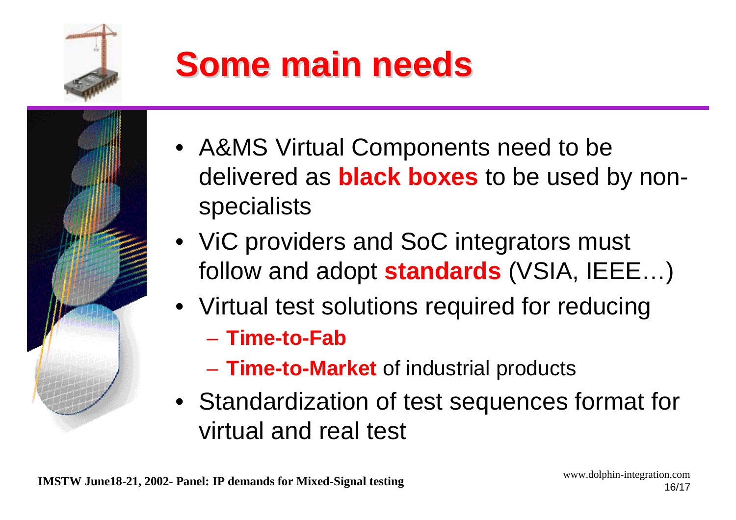# Some main needs

- A&MS Virtual Components need to be delivered as **black boxes** to be used by non-specialists
- ViC providers and SoC integrators must follow and adopt **standards** (VSIA, IEEE…)
- Virtual test solutions required for reducing
  - **Time-to-Fab**
  - **Time-to-Market** of industrial products
- Standardization of test sequences format for virtual and real test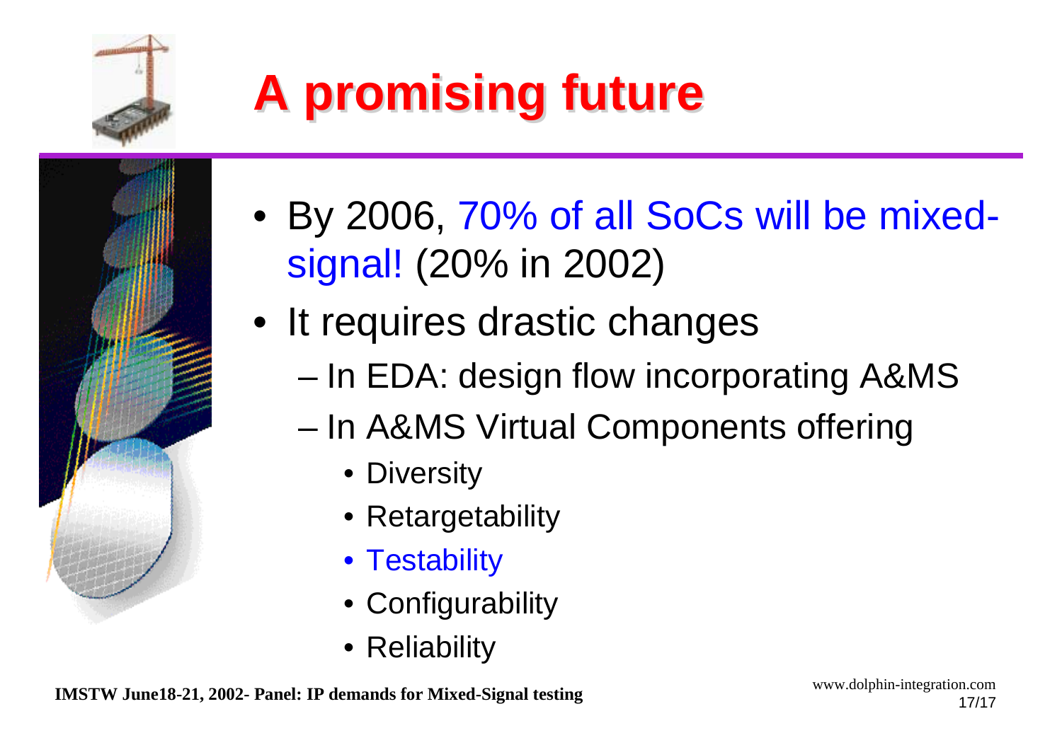# A promising future

- By 2006, 70% of all SoCs will be mixed-signal! (20% in 2002)
- It requires drastic changes
  - In EDA: design flow incorporating A&MS
  - In A&MS Virtual Components offering
    - Diversity
    - Retargetability
    - Testability
    - Configurability
    - Reliability